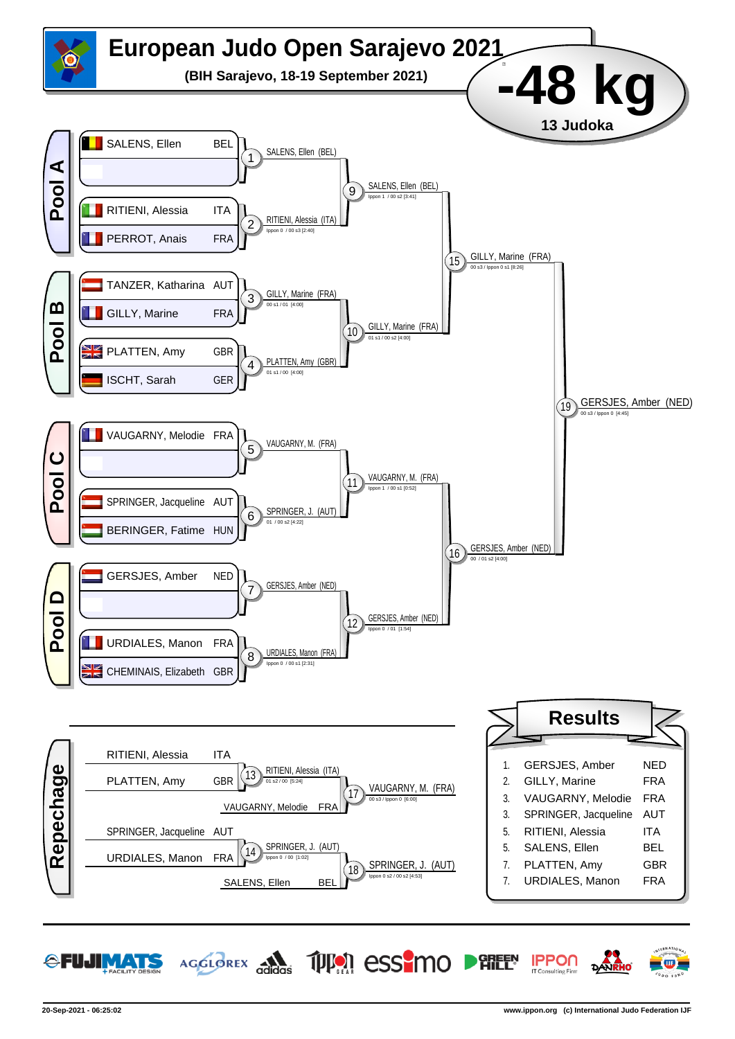# European Judo Open Sarajevo 2021

**(BIH Sarajevo, 18-19 September 2021)**

## -48 kg

**13 Judoka**

## Pool A

| Athlete | Country |
|---|---|
| SALENS, Ellen | BEL |
| | |
| RITIENI, Alessia | ITA |
| PERROT, Anais | FRA |

- 1: SALENS, Ellen (BEL)
- 2: RITIENI, Alessia (ITA) — Ippon 0 / 00 s3 [2:40]
- 9: SALENS, Ellen (BEL) — Ippon 1 / 00 s2 [3:41]

## Pool B

| Athlete | Country |
|---|---|
| TANZER, Katharina | AUT |
| GILLY, Marine | FRA |
| PLATTEN, Amy | GBR |
| ISCHT, Sarah | GER |

- 3: GILLY, Marine (FRA) — 00 s1 / 01 [4:00]
- 4: PLATTEN, Amy (GBR) — 01 s1 / 00 [4:00]
- 10: GILLY, Marine (FRA) — 01 s1 / 00 s2 [4:00]
- 15: GILLY, Marine (FRA) — 00 s3 / Ippon 0 s1 [8:26]

## Pool C

| Athlete | Country |
|---|---|
| VAUGARNY, Melodie | FRA |
| | |
| SPRINGER, Jacqueline | AUT |
| BERINGER, Fatime | HUN |

- 5: VAUGARNY, M. (FRA)
- 6: SPRINGER, J. (AUT) — 01 / 00 s2 [4:22]
- 11: VAUGARNY, M. (FRA) — Ippon 1 / 00 s1 [0:52]

## Pool D

| Athlete | Country |
|---|---|
| GERSJES, Amber | NED |
| | |
| URDIALES, Manon | FRA |
| CHEMINAIS, Elizabeth | GBR |

- 7: GERSJES, Amber (NED)
- 8: URDIALES, Manon (FRA) — Ippon 0 / 00 s1 [2:31]
- 12: GERSJES, Amber (NED) — Ippon 0 / 01 [1:54]
- 16: GERSJES, Amber (NED) — 00 / 01 s2 [4:00]

## Final

- 19: GERSJES, Amber (NED) — 00 s3 / Ippon 0 [4:45]

## Repechage

- RITIENI, Alessia (ITA) vs PLATTEN, Amy (GBR)
  - 13: RITIENI, Alessia (ITA) — 01 s2 / 00 [5:24]
- VAUGARNY, Melodie (FRA)
  - 17: VAUGARNY, M. (FRA) — 00 s3 / Ippon 0 [6:00]
- SPRINGER, Jacqueline (AUT) vs URDIALES, Manon (FRA)
  - 14: SPRINGER, J. (AUT) — Ippon 0 / 00 [1:02]
- SALENS, Ellen (BEL)
  - 18: SPRINGER, J. (AUT) — Ippon 0 s2 / 00 s2 [4:53]

## Results

| Rank | Athlete | Country |
|---|---|---|
| 1. | GERSJES, Amber | NED |
| 2. | GILLY, Marine | FRA |
| 3. | VAUGARNY, Melodie | FRA |
| 3. | SPRINGER, Jacqueline | AUT |
| 5. | RITIENI, Alessia | ITA |
| 5. | SALENS, Ellen | BEL |
| 7. | PLATTEN, Amy | GBR |
| 7. | URDIALES, Manon | FRA |

20-Sep-2021 - 06:25:02

www.ippon.org (c) International Judo Federation IJF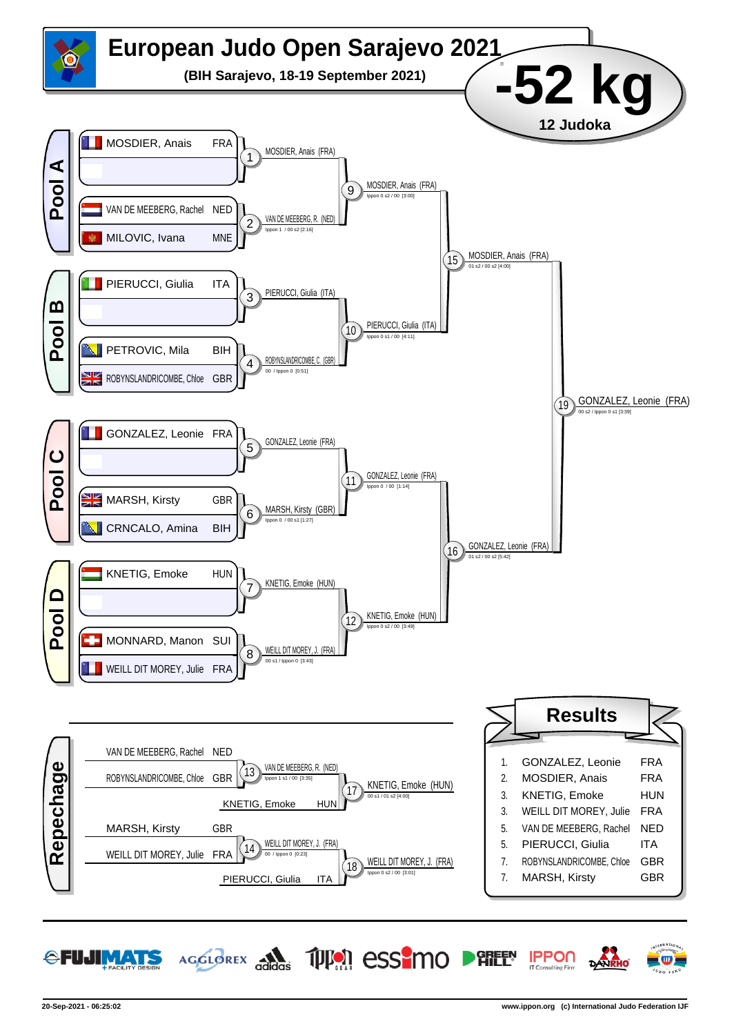# European Judo Open Sarajevo 2021

**(BIH Sarajevo, 18-19 September 2021)**

## -52 kg

**12 Judoka**

### Pool A

| Athlete | Country |
|---|---|
| MOSDIER, Anais | FRA |
| | |
| VAN DE MEEBERG, Rachel | NED |
| MILOVIC, Ivana | MNE |

- 1: MOSDIER, Anais (FRA)
- 2: VAN DE MEEBERG, R. (NED) — Ippon 1 / 00 s2 [2:16]
- 9: MOSDIER, Anais (FRA) — Ippon 0 s2 / 00 [3:00]

### Pool B

| Athlete | Country |
|---|---|
| PIERUCCI, Giulia | ITA |
| | |
| PETROVIC, Mila | BIH |
| ROBYNSLANDRICOMBE, Chloe | GBR |

- 3: PIERUCCI, Giulia (ITA)
- 4: ROBYNSLANDRICOMBE, C. (GBR) — 00 / Ippon 0 [0:51]
- 10: PIERUCCI, Giulia (ITA) — Ippon 0 s1 / 00 [4:11]

- 15: MOSDIER, Anais (FRA) — 01 s2 / 00 s2 [4:00]

### Pool C

| Athlete | Country |
|---|---|
| GONZALEZ, Leonie | FRA |
| | |
| MARSH, Kirsty | GBR |
| CRNCALO, Amina | BIH |

- 5: GONZALEZ, Leonie (FRA)
- 6: MARSH, Kirsty (GBR) — Ippon 0 / 00 s1 [1:27]
- 11: GONZALEZ, Leonie (FRA) — Ippon 0 / 00 [1:14]

### Pool D

| Athlete | Country |
|---|---|
| KNETIG, Emoke | HUN |
| | |
| MONNARD, Manon | SUI |
| WEILL DIT MOREY, Julie | FRA |

- 7: KNETIG, Emoke (HUN)
- 8: WEILL DIT MOREY, J. (FRA) — 00 s1 / Ippon 0 [3:43]
- 12: KNETIG, Emoke (HUN) — Ippon 0 s2 / 00 [3:49]

- 16: GONZALEZ, Leonie (FRA) — 01 s2 / 00 s2 [5:42]

**Final**

- 19: GONZALEZ, Leonie (FRA) — 00 s2 / Ippon 0 s1 [3:39]

### Repechage

- 13: VAN DE MEEBERG, Rachel (NED) vs ROBYNSLANDRICOMBE, Chloe (GBR) → VAN DE MEEBERG, R. (NED) — Ippon 1 s1 / 00 [3:35]
- 17: VAN DE MEEBERG, R. (NED) vs KNETIG, Emoke (HUN) → KNETIG, Emoke (HUN) — 00 s1 / 01 s2 [4:00]
- 14: MARSH, Kirsty (GBR) vs WEILL DIT MOREY, Julie (FRA) → WEILL DIT MOREY, J. (FRA) — 00 / Ippon 0 [0:23]
- 18: WEILL DIT MOREY, J. (FRA) vs PIERUCCI, Giulia (ITA) → WEILL DIT MOREY, J. (FRA) — Ippon 0 s2 / 00 [3:01]

### Results

| Place | Athlete | Country |
|---|---|---|
| 1. | GONZALEZ, Leonie | FRA |
| 2. | MOSDIER, Anais | FRA |
| 3. | KNETIG, Emoke | HUN |
| 3. | WEILL DIT MOREY, Julie | FRA |
| 5. | VAN DE MEEBERG, Rachel | NED |
| 5. | PIERUCCI, Giulia | ITA |
| 7. | ROBYNSLANDRICOMBE, Chloe | GBR |
| 7. | MARSH, Kirsty | GBR |

20-Sep-2021 - 06:25:02 www.ippon.org (c) International Judo Federation IJF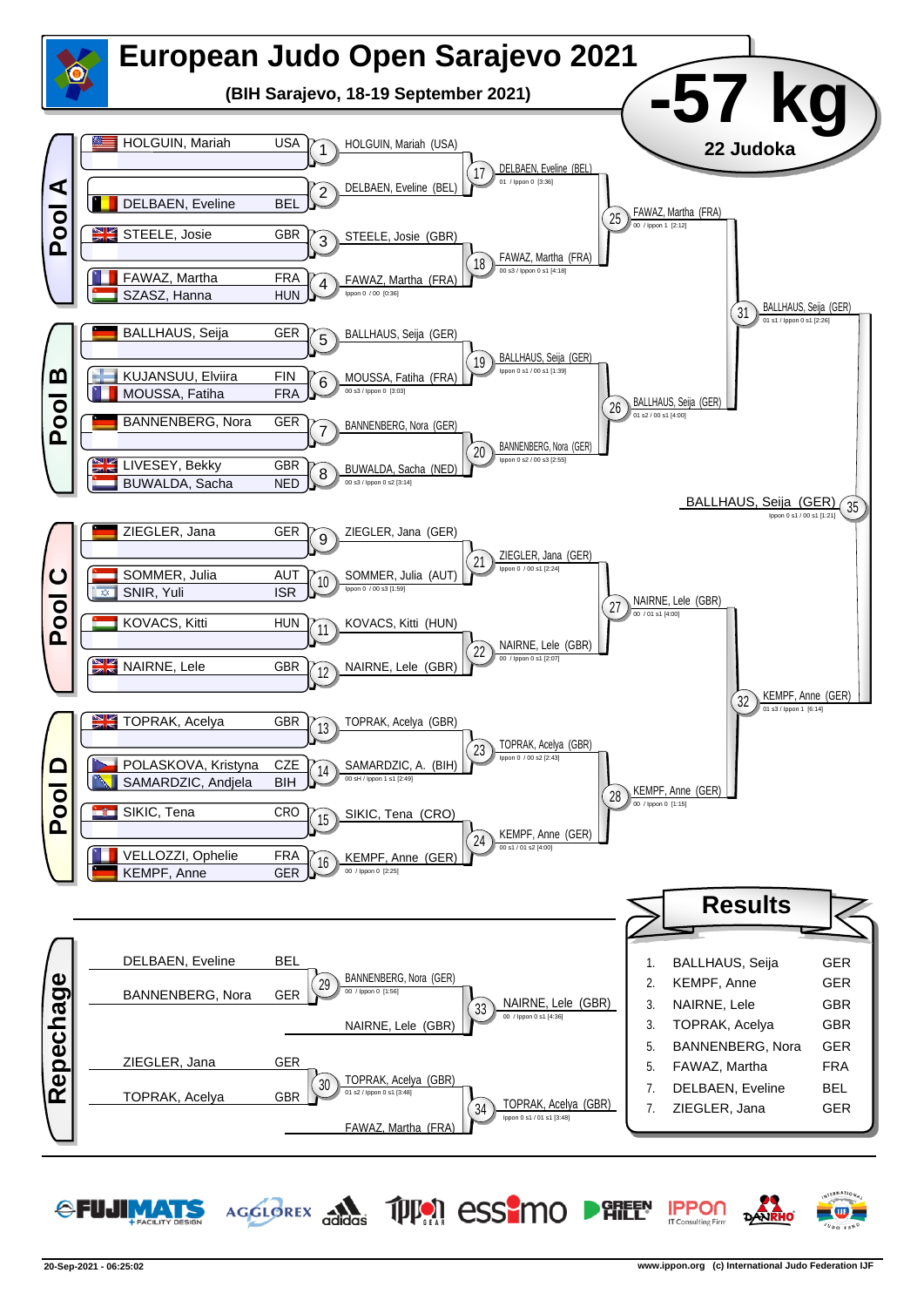# European Judo Open Sarajevo 2021

**(BIH Sarajevo, 18-19 September 2021)**

# -57 kg

**22 Judoka**

## Pool A

| Athlete | Country |
|---|---|
| HOLGUIN, Mariah | USA |
| DELBAEN, Eveline | BEL |
| STEELE, Josie | GBR |
| FAWAZ, Martha | FRA |
| SZASZ, Hanna | HUN |

- 1: HOLGUIN, Mariah (USA)
- 2: DELBAEN, Eveline (BEL)
- 3: STEELE, Josie (GBR)
- 4: FAWAZ, Martha (FRA) — Ippon 0 / 00 [0:36]
- 17: DELBAEN, Eveline (BEL) — 01 / Ippon 0 [3:36]
- 18: FAWAZ, Martha (FRA) — 00 s3 / Ippon 0 s1 [4:18]
- 25: FAWAZ, Martha (FRA) — 00 / Ippon 1 [2:12]

## Pool B

| Athlete | Country |
|---|---|
| BALLHAUS, Seija | GER |
| KUJANSUU, Elviira | FIN |
| MOUSSA, Fatiha | FRA |
| BANNENBERG, Nora | GER |
| LIVESEY, Bekky | GBR |
| BUWALDA, Sacha | NED |

- 5: BALLHAUS, Seija (GER)
- 6: MOUSSA, Fatiha (FRA) — 00 s3 / Ippon 0 [3:03]
- 7: BANNENBERG, Nora (GER)
- 8: BUWALDA, Sacha (NED) — 00 s3 / Ippon 0 s2 [3:14]
- 19: BALLHAUS, Seija (GER) — Ippon 0 s1 / 00 s1 [1:39]
- 20: BANNENBERG, Nora (GER) — Ippon 0 s2 / 00 s3 [2:55]
- 26: BALLHAUS, Seija (GER) — 01 s2 / 00 s1 [4:00]
- 31: BALLHAUS, Seija (GER) — 01 s1 / Ippon 0 s1 [2:26]

## Final

- 35: BALLHAUS, Seija (GER) — Ippon 0 s1 / 00 s1 [1:21]

## Pool C

| Athlete | Country |
|---|---|
| ZIEGLER, Jana | GER |
| SOMMER, Julia | AUT |
| SNIR, Yuli | ISR |
| KOVACS, Kitti | HUN |
| NAIRNE, Lele | GBR |

- 9: ZIEGLER, Jana (GER)
- 10: SOMMER, Julia (AUT) — Ippon 0 / 00 s3 [1:59]
- 11: KOVACS, Kitti (HUN)
- 12: NAIRNE, Lele (GBR)
- 21: ZIEGLER, Jana (GER) — Ippon 0 / 00 s1 [2:24]
- 22: NAIRNE, Lele (GBR) — 00 / Ippon 0 s1 [2:07]
- 27: NAIRNE, Lele (GBR) — 00 / 01 s1 [4:00]

## Pool D

| Athlete | Country |
|---|---|
| TOPRAK, Acelya | GBR |
| POLASKOVA, Kristyna | CZE |
| SAMARDZIC, Andjela | BIH |
| SIKIC, Tena | CRO |
| VELLOZZI, Ophelie | FRA |
| KEMPF, Anne | GER |

- 13: TOPRAK, Acelya (GBR)
- 14: SAMARDZIC, A. (BIH) — 00 sH / Ippon 1 s1 [2:49]
- 15: SIKIC, Tena (CRO)
- 16: KEMPF, Anne (GER) — 00 / Ippon 0 [2:25]
- 23: TOPRAK, Acelya (GBR) — Ippon 0 / 00 s2 [2:43]
- 24: KEMPF, Anne (GER) — 00 s1 / 01 s2 [4:00]
- 28: KEMPF, Anne (GER) — 00 / Ippon 0 [1:15]
- 32: KEMPF, Anne (GER) — 01 s3 / Ippon 1 [6:14]

## Repechage

| Athlete | Country |
|---|---|
| DELBAEN, Eveline | BEL |
| BANNENBERG, Nora | GER |
| ZIEGLER, Jana | GER |
| TOPRAK, Acelya | GBR |

- 29: BANNENBERG, Nora (GER) — 00 / Ippon 0 [1:56]
- 33: NAIRNE, Lele (GBR) — 00 / Ippon 0 s1 [4:36] (vs NAIRNE, Lele (GBR))
- 30: TOPRAK, Acelya (GBR) — 01 s2 / Ippon 0 s1 [3:48]
- 34: TOPRAK, Acelya (GBR) — Ippon 0 s1 / 01 s1 [3:48] (vs FAWAZ, Martha (FRA))

## Results

| Rank | Athlete | Country |
|---|---|---|
| 1. | BALLHAUS, Seija | GER |
| 2. | KEMPF, Anne | GER |
| 3. | NAIRNE, Lele | GBR |
| 3. | TOPRAK, Acelya | GBR |
| 5. | BANNENBERG, Nora | GER |
| 5. | FAWAZ, Martha | FRA |
| 7. | DELBAEN, Eveline | BEL |
| 7. | ZIEGLER, Jana | GER |

20-Sep-2021 - 06:25:02

www.ippon.org (c) International Judo Federation IJF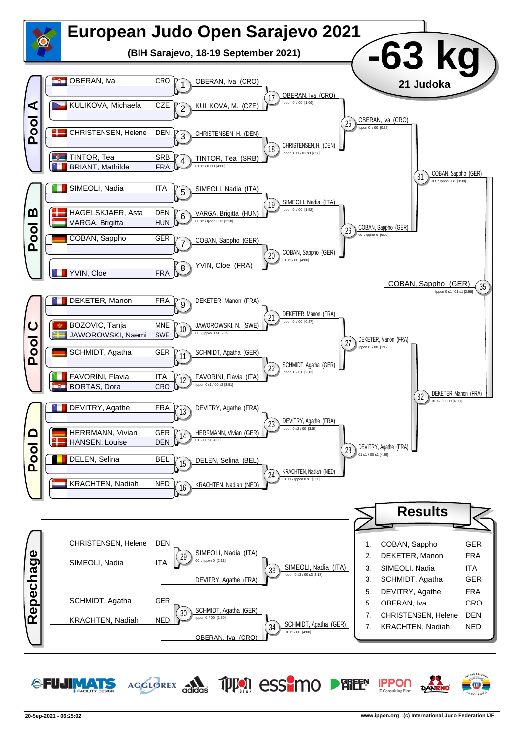# European Judo Open Sarajevo 2021

**(BIH Sarajevo, 18-19 September 2021)**

## -63 kg

**21 Judoka**

### Pool A

| Athlete | Nation | Match | Winner | Score |
|---|---|---|---|---|
| OBERAN, Iva | CRO | 1 | OBERAN, Iva (CRO) | |
| KULIKOVA, Michaela | CZE | 2 | KULIKOVA, M. (CZE) | |
| CHRISTENSEN, Helene | DEN | 3 | CHRISTENSEN, H. (DEN) | |
| TINTOR, Tea / BRIANT, Mathilde | SRB / FRA | 4 | TINTOR, Tea (SRB) | 01 s1 / 00 s1 [4:00] |

- 17: OBERAN, Iva (CRO) — Ippon 0 / 00 [1:09]
- 18: CHRISTENSEN, H. (DEN) — Ippon 1 s1 / 01 s3 [4:58]
- 25: OBERAN, Iva (CRO) — Ippon 0 / 00 [0:35]

### Pool B

| Athlete | Nation | Match | Winner | Score |
|---|---|---|---|---|
| SIMEOLI, Nadia | ITA | 5 | SIMEOLI, Nadia (ITA) | |
| HAGELSKJAER, Asta / VARGA, Brigitta | DEN / HUN | 6 | VARGA, Brigitta (HUN) | 00 s2 / Ippon 0 s2 [2:28] |
| COBAN, Sappho | GER | 7 | COBAN, Sappho (GER) | |
| YVIN, Cloe | FRA | 8 | YVIN, Cloe (FRA) | |

- 19: SIMEOLI, Nadia (ITA) — Ippon 0 / 00 [1:52]
- 20: COBAN, Sappho (GER) — 01 s2 / 00 [4:00]
- 26: COBAN, Sappho (GER) — 00 / Ippon 0 [0:29]
- 31: COBAN, Sappho (GER) — 00 / Ippon 0 s1 [3:38]

### Pool C

| Athlete | Nation | Match | Winner | Score |
|---|---|---|---|---|
| DEKETER, Manon | FRA | 9 | DEKETER, Manon (FRA) | |
| BOZOVIC, Tanja / JAWOROWSKI, Naemi | MNE / SWE | 10 | JAWOROWSKI, N. (SWE) | 00 / Ippon 0 s1 [2:59] |
| SCHMIDT, Agatha | GER | 11 | SCHMIDT, Agatha (GER) | |
| FAVORINI, Flavia / BORTAS, Dora | ITA / CRO | 12 | FAVORINI, Flavia (ITA) | Ippon 0 s1 / 00 s2 [3:51] |

- 21: DEKETER, Manon (FRA) — Ippon 0 / 00 [0:27]
- 22: SCHMIDT, Agatha (GER) — Ippon 1 / 01 [2:13]
- 27: DEKETER, Manon (FRA) — Ippon 0 / 00 [1:12]

### Pool D

| Athlete | Nation | Match | Winner | Score |
|---|---|---|---|---|
| DEVITRY, Agathe | FRA | 13 | DEVITRY, Agathe (FRA) | |
| HERRMANN, Vivian / HANSEN, Louise | GER / DEN | 14 | HERRMANN, Vivian (GER) | 01 / 00 s1 [4:00] |
| DELEN, Selina | BEL | 15 | DELEN, Selina (BEL) | |
| KRACHTEN, Nadiah | NED | 16 | KRACHTEN, Nadiah (NED) | |

- 23: DEVITRY, Agathe (FRA) — Ippon 0 s2 / 00 [3:56]
- 24: KRACHTEN, Nadiah (NED) — 01 s1 / Ippon 0 s1 [3:30]
- 28: DEVITRY, Agathe (FRA) — 01 s1 / 00 s1 [4:29]
- 32: DEKETER, Manon (FRA) — 01 s2 / 00 s1 [4:00]

### Final

- 35: COBAN, Sappho (GER) — Ippon 0 s1 / 01 s1 [2:58]

### Repechage

- 29: CHRISTENSEN, Helene (DEN) vs SIMEOLI, Nadia (ITA) → SIMEOLI, Nadia (ITA) — 00 / Ippon 0 [2:11]
- 33: SIMEOLI, Nadia (ITA) vs DEVITRY, Agathe (FRA) → SIMEOLI, Nadia (ITA) — Ippon 0 s2 / 00 s3 [3:18]
- 30: SCHMIDT, Agatha (GER) vs KRACHTEN, Nadiah (NED) → SCHMIDT, Agatha (GER) — Ippon 0 / 00 [1:50]
- 34: SCHMIDT, Agatha (GER) vs OBERAN, Iva (CRO) → SCHMIDT, Agatha (GER) — 01 s2 / 00 [4:00]

## Results

| Rank | Athlete | Nation |
|---|---|---|
| 1. | COBAN, Sappho | GER |
| 2. | DEKETER, Manon | FRA |
| 3. | SIMEOLI, Nadia | ITA |
| 3. | SCHMIDT, Agatha | GER |
| 5. | DEVITRY, Agathe | FRA |
| 5. | OBERAN, Iva | CRO |
| 7. | CHRISTENSEN, Helene | DEN |
| 7. | KRACHTEN, Nadiah | NED |

20-Sep-2021 - 06:25:02 www.ippon.org (c) International Judo Federation IJF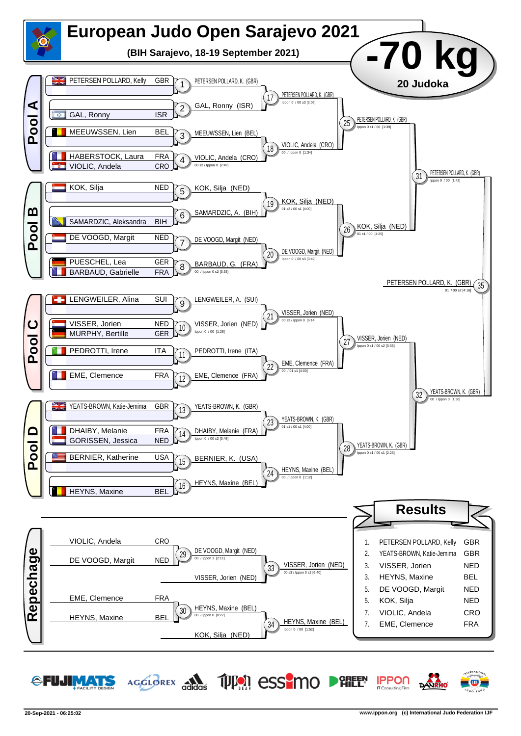# European Judo Open Sarajevo 2021

**(BIH Sarajevo, 18-19 September 2021)**

## -70 kg

**20 Judoka**

## Pool A

| Athlete | Nation |
|---|---|
| PETERSEN POLLARD, Kelly | GBR |
| GAL, Ronny | ISR |
| MEEUWSSEN, Lien | BEL |
| HABERSTOCK, Laura | FRA |
| VIOLIC, Andela | CRO |

- 1: PETERSEN POLLARD, K. (GBR)
- 2: GAL, Ronny (ISR)
- 3: MEEUWSSEN, Lien (BEL)
- 4: VIOLIC, Andela (CRO) — 00 s2 / Ippon 0 [2:49]
- 17: PETERSEN POLLARD, K. (GBR) — Ippon 0 / 00 s3 [2:05]
- 18: VIOLIC, Andela (CRO) — 00 / Ippon 0 [1:34]
- 25: PETERSEN POLLARD, K. (GBR) — Ippon 0 s1 / 00 [1:39]

## Pool B

| Athlete | Nation |
|---|---|
| KOK, Silja | NED |
| SAMARDZIC, Aleksandra | BIH |
| DE VOOGD, Margit | NED |
| PUESCHEL, Lea | GER |
| BARBAUD, Gabrielle | FRA |

- 5: KOK, Silja (NED)
- 6: SAMARDZIC, A. (BIH)
- 7: DE VOOGD, Margit (NED)
- 8: BARBAUD, G. (FRA) — 00 / Ippon 0 s2 [3:33]
- 19: KOK, Silja (NED) — 01 s2 / 00 s1 [4:00]
- 20: DE VOOGD, Margit (NED) — Ippon 0 / 00 s3 [3:49]
- 26: KOK, Silja (NED) — 01 s1 / 00 [4:25]
- 31: PETERSEN POLLARD, K. (GBR) — Ippon 0 / 00 [1:42]

## Pool C

| Athlete | Nation |
|---|---|
| LENGWEILER, Alina | SUI |
| VISSER, Jorien | NED |
| MURPHY, Bertille | GER |
| PEDROTTI, Irene | ITA |
| EME, Clemence | FRA |

- 9: LENGWEILER, A. (SUI)
- 10: VISSER, Jorien (NED) — Ippon 0 / 00 [1:28]
- 11: PEDROTTI, Irene (ITA)
- 12: EME, Clemence (FRA)
- 21: VISSER, Jorien (NED) — 00 s3 / Ippon 0 [6:14]
- 22: EME, Clemence (FRA) — 00 / 01 s1 [4:00]
- 27: VISSER, Jorien (NED) — Ippon 0 s1 / 00 s2 [3:36]

## Pool D

| Athlete | Nation |
|---|---|
| YEATS-BROWN, Katie-Jemima | GBR |
| DHAIBY, Melanie | FRA |
| GORISSEN, Jessica | NED |
| BERNIER, Katherine | USA |
| HEYNS, Maxine | BEL |

- 13: YEATS-BROWN, K. (GBR)
- 14: DHAIBY, Melanie (FRA) — Ippon 0 / 00 s2 [3:48]
- 15: BERNIER, K. (USA)
- 16: HEYNS, Maxine (BEL)
- 23: YEATS-BROWN, K. (GBR) — 01 s1 / 00 s1 [4:00]
- 24: HEYNS, Maxine (BEL) — 00 / Ippon 0 [1:12]
- 28: YEATS-BROWN, K. (GBR) — Ippon 0 s1 / 00 s1 [2:23]
- 32: YEATS-BROWN, K. (GBR) — 00 / Ippon 0 [1:30]

## Final

- 35: PETERSEN POLLARD, K. (GBR) — 01 / 00 s2 [4:16]

## Repechage

| Athlete | Nation |
|---|---|
| VIOLIC, Andela | CRO |
| DE VOOGD, Margit | NED |
| EME, Clemence | FRA |
| HEYNS, Maxine | BEL |

- 29: DE VOOGD, Margit (NED) — 00 / Ippon 1 [2:11]
- 30: HEYNS, Maxine (BEL) — 00 / Ippon 0 [0:27]
- 33: VISSER, Jorien (NED) — 00 s3 / Ippon 0 s2 [6:40] (vs. VISSER, Jorien (NED))
- 34: HEYNS, Maxine (BEL) — Ippon 0 / 00 [1:52] (vs. KOK, Silja (NED))

## Results

| Rank | Athlete | Nation |
|---|---|---|
| 1. | PETERSEN POLLARD, Kelly | GBR |
| 2. | YEATS-BROWN, Katie-Jemima | GBR |
| 3. | VISSER, Jorien | NED |
| 3. | HEYNS, Maxine | BEL |
| 5. | DE VOOGD, Margit | NED |
| 5. | KOK, Silja | NED |
| 7. | VIOLIC, Andela | CRO |
| 7. | EME, Clemence | FRA |

20-Sep-2021 - 06:25:02

www.ippon.org (c) International Judo Federation IJF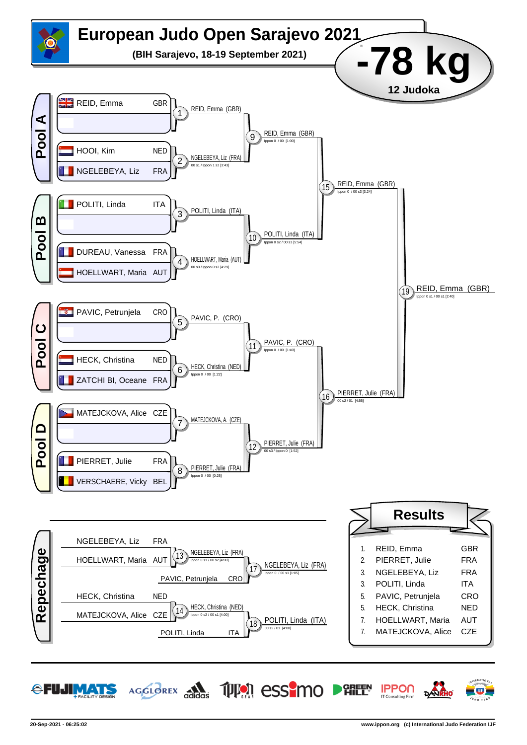# European Judo Open Sarajevo 2021

**(BIH Sarajevo, 18-19 September 2021)**

## -78 kg

**12 Judoka**

### Pool A

| Athlete | Country |
|---|---|
| REID, Emma | GBR |
| | |
| HOOI, Kim | NED |
| NGELEBEYA, Liz | FRA |

- 1: REID, Emma (GBR)
- 2: NGELEBEYA, Liz (FRA) — 00 s1 / Ippon 1 s2 [3:43]
- 9: REID, Emma (GBR) — Ippon 0 / 00 [1:00]

### Pool B

| Athlete | Country |
|---|---|
| POLITI, Linda | ITA |
| | |
| DUREAU, Vanessa | FRA |
| HOELLWART, Maria | AUT |

- 3: POLITI, Linda (ITA)
- 4: HOELLWART, Maria (AUT) — 00 s3 / Ippon 0 s2 [4:29]
- 10: POLITI, Linda (ITA) — Ippon 0 s2 / 00 s3 [5:54]

- 15: REID, Emma (GBR) — Ippon 0 / 00 s3 [3:24]

### Pool C

| Athlete | Country |
|---|---|
| PAVIC, Petrunjela | CRO |
| | |
| HECK, Christina | NED |
| ZATCHI BI, Oceane | FRA |

- 5: PAVIC, P. (CRO)
- 6: HECK, Christina (NED) — Ippon 0 / 00 [1:22]
- 11: PAVIC, P. (CRO) — Ippon 0 / 00 [1:49]

### Pool D

| Athlete | Country |
|---|---|
| MATEJCKOVA, Alice | CZE |
| | |
| PIERRET, Julie | FRA |
| VERSCHAERE, Vicky | BEL |

- 7: MATEJCKOVA, A. (CZE)
- 8: PIERRET, Julie (FRA) — Ippon 0 / 00 [0:25]
- 12: PIERRET, Julie (FRA) — 00 s3 / Ippon 0 [1:52]

- 16: PIERRET, Julie (FRA) — 00 s2 / 01 [4:55]

**Final — 19: REID, Emma (GBR) — Ippon 0 s1 / 00 s1 [2:40]**

### Repechage

- 13: NGELEBEYA, Liz (FRA) vs HOELLWART, Maria (AUT) → NGELEBEYA, Liz (FRA) — Ippon 0 s1 / 00 s2 [4:00]
- 17: NGELEBEYA, Liz (FRA) vs PAVIC, Petrunjela (CRO) → NGELEBEYA, Liz (FRA) — Ippon 0 / 00 s1 [1:05]
- 14: HECK, Christina (NED) vs MATEJCKOVA, Alice (CZE) → HECK, Christina (NED) — Ippon 0 s2 / 00 s1 [4:00]
- 18: HECK, Christina (NED) vs POLITI, Linda (ITA) → POLITI, Linda (ITA) — 00 s2 / 01 [4:00]

### Results

| Rank | Athlete | Country |
|---|---|---|
| 1. | REID, Emma | GBR |
| 2. | PIERRET, Julie | FRA |
| 3. | NGELEBEYA, Liz | FRA |
| 3. | POLITI, Linda | ITA |
| 5. | PAVIC, Petrunjela | CRO |
| 5. | HECK, Christina | NED |
| 7. | HOELLWART, Maria | AUT |
| 7. | MATEJCKOVA, Alice | CZE |

20-Sep-2021 - 06:25:02 | www.ippon.org (c) International Judo Federation IJF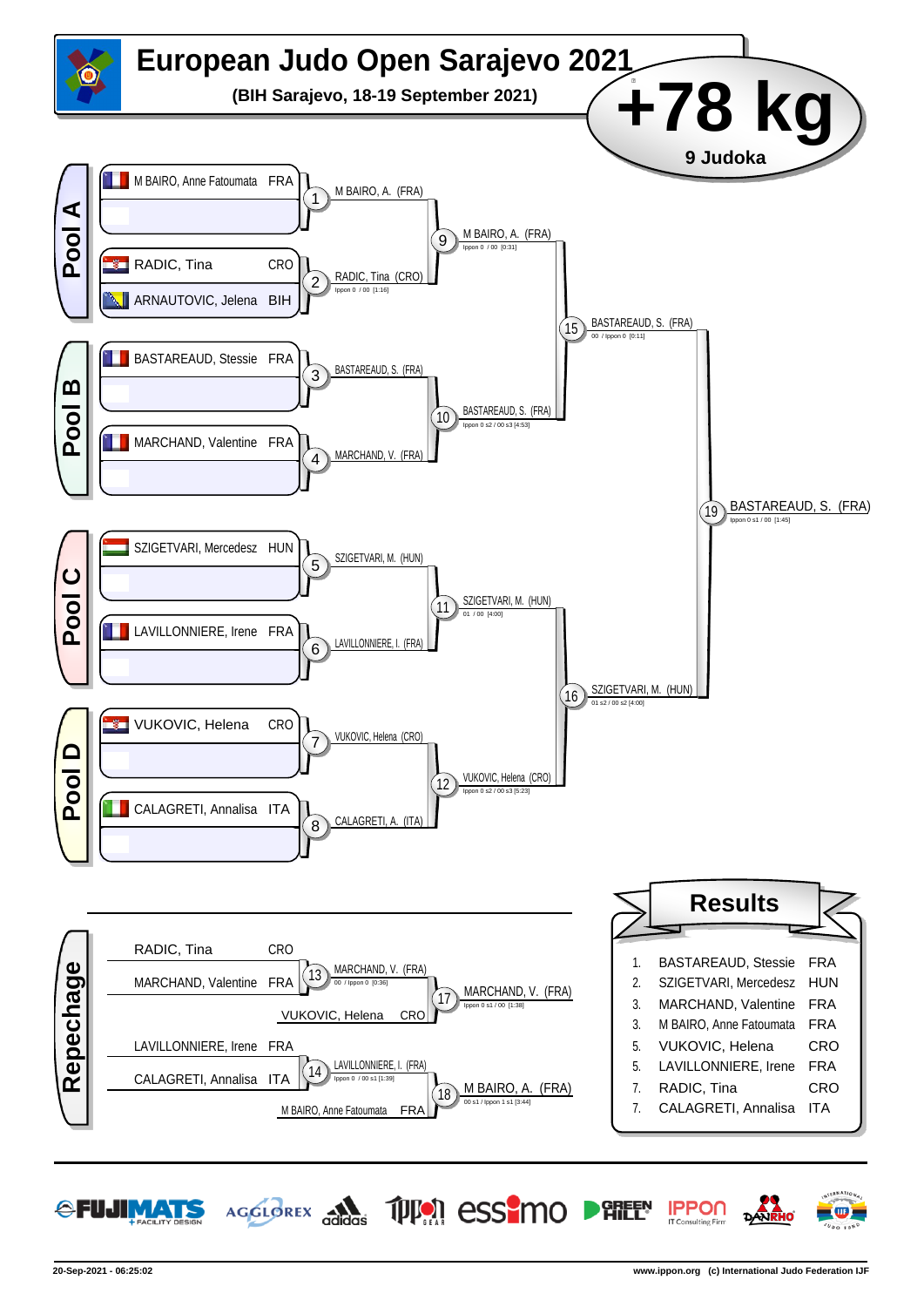# European Judo Open Sarajevo 2021

**(BIH Sarajevo, 18-19 September 2021)**

# +78 kg

**9 Judoka**

## Pool A

- M BAIRO, Anne Fatoumata FRA
- RADIC, Tina CRO
- ARNAUTOVIC, Jelena BIH

1: M BAIRO, A. (FRA)
2: RADIC, Tina (CRO) — Ippon 0 / 00 [1:16]
9: M BAIRO, A. (FRA) — Ippon 0 / 00 [0:31]

## Pool B

- BASTAREAUD, Stessie FRA
- MARCHAND, Valentine FRA

3: BASTAREAUD, S. (FRA)
4: MARCHAND, V. (FRA)
10: BASTAREAUD, S. (FRA) — Ippon 0 s2 / 00 s3 [4:53]

15: BASTAREAUD, S. (FRA) — 00 / Ippon 0 [0:11]

19: BASTAREAUD, S. (FRA) — Ippon 0 s1 / 00 [1:45]

## Pool C

- SZIGETVARI, Mercedesz HUN
- LAVILLONNIERE, Irene FRA

5: SZIGETVARI, M. (HUN)
6: LAVILLONNIERE, I. (FRA)
11: SZIGETVARI, M. (HUN) — 01 / 00 [4:00]

## Pool D

- VUKOVIC, Helena CRO
- CALAGRETI, Annalisa ITA

7: VUKOVIC, Helena (CRO)
8: CALAGRETI, A. (ITA)
12: VUKOVIC, Helena (CRO) — Ippon 0 s2 / 00 s3 [5:23]

16: SZIGETVARI, M. (HUN) — 01 s2 / 00 s2 [4:00]

## Repechage

13: RADIC, Tina CRO vs MARCHAND, Valentine FRA — MARCHAND, V. (FRA) — 00 / Ippon 0 [0:36]
17: MARCHAND, V. (FRA) vs VUKOVIC, Helena CRO — MARCHAND, V. (FRA) — Ippon 0 s1 / 00 [1:38]

14: LAVILLONNIERE, Irene FRA vs CALAGRETI, Annalisa ITA — LAVILLONNIERE, I. (FRA) — Ippon 0 / 00 s1 [1:39]
18: LAVILLONNIERE, I. (FRA) vs M BAIRO, Anne Fatoumata FRA — M BAIRO, A. (FRA) — 00 s1 / Ippon 1 s1 [3:44]

## Results

| | | |
|---|---|---|
| 1. | BASTAREAUD, Stessie | FRA |
| 2. | SZIGETVARI, Mercedesz | HUN |
| 3. | MARCHAND, Valentine | FRA |
| 3. | M BAIRO, Anne Fatoumata | FRA |
| 5. | VUKOVIC, Helena | CRO |
| 5. | LAVILLONNIERE, Irene | FRA |
| 7. | RADIC, Tina | CRO |
| 7. | CALAGRETI, Annalisa | ITA |

20-Sep-2021 - 06:25:02

www.ippon.org (c) International Judo Federation IJF